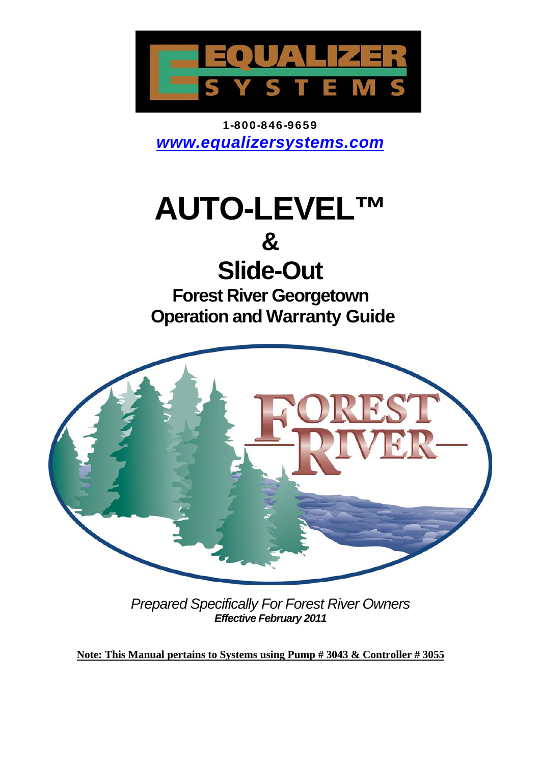1-800-846-9659

*www.equalizersystems.com*

# AUTO-LEVEL™

# &

# Slide-Out

## Forest River Georgetown Operation and Warranty Guide

*Prepared Specifically For Forest River Owners*

***Effective February 2011***

**Note: This Manual pertains to Systems using Pump # 3043 & Controller # 3055**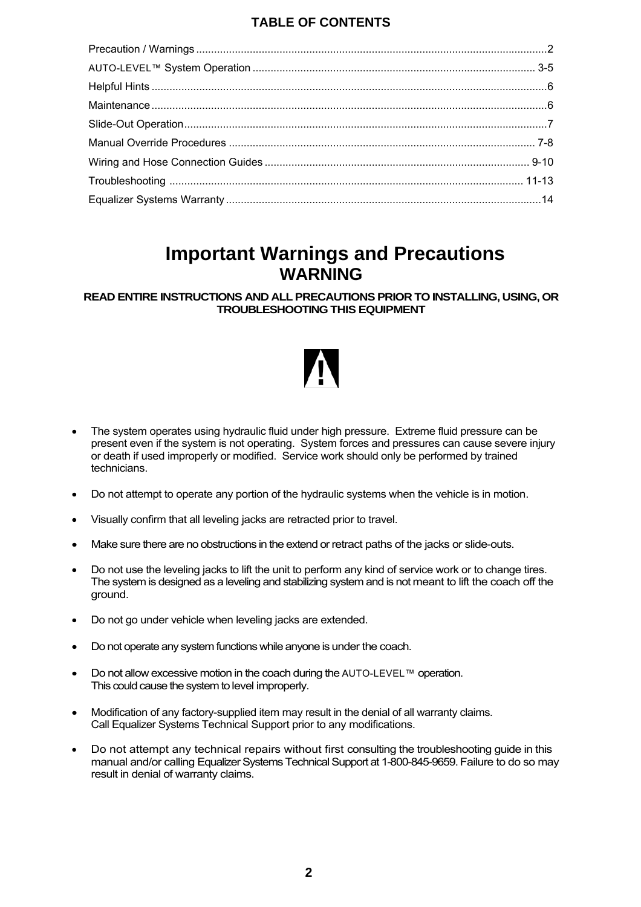## TABLE OF CONTENTS

| | |
|---|---|
| Precaution / Warnings | 2 |
| AUTO-LEVEL™ System Operation | 3-5 |
| Helpful Hints | 6 |
| Maintenance | 6 |
| Slide-Out Operation | 7 |
| Manual Override Procedures | 7-8 |
| Wiring and Hose Connection Guides | 9-10 |
| Troubleshooting | 11-13 |
| Equalizer Systems Warranty | 14 |

# Important Warnings and Precautions

## WARNING

**READ ENTIRE INSTRUCTIONS AND ALL PRECAUTIONS PRIOR TO INSTALLING, USING, OR TROUBLESHOOTING THIS EQUIPMENT**

- The system operates using hydraulic fluid under high pressure. Extreme fluid pressure can be present even if the system is not operating. System forces and pressures can cause severe injury or death if used improperly or modified. Service work should only be performed by trained technicians.
- Do not attempt to operate any portion of the hydraulic systems when the vehicle is in motion.
- Visually confirm that all leveling jacks are retracted prior to travel.
- Make sure there are no obstructions in the extend or retract paths of the jacks or slide-outs.
- Do not use the leveling jacks to lift the unit to perform any kind of service work or to change tires. The system is designed as a leveling and stabilizing system and is not meant to lift the coach off the ground.
- Do not go under vehicle when leveling jacks are extended.
- Do not operate any system functions while anyone is under the coach.
- Do not allow excessive motion in the coach during the AUTO-LEVEL™ operation. This could cause the system to level improperly.
- Modification of any factory-supplied item may result in the denial of all warranty claims. Call Equalizer Systems Technical Support prior to any modifications.
- Do not attempt any technical repairs without first consulting the troubleshooting guide in this manual and/or calling Equalizer Systems Technical Support at 1-800-845-9659. Failure to do so may result in denial of warranty claims.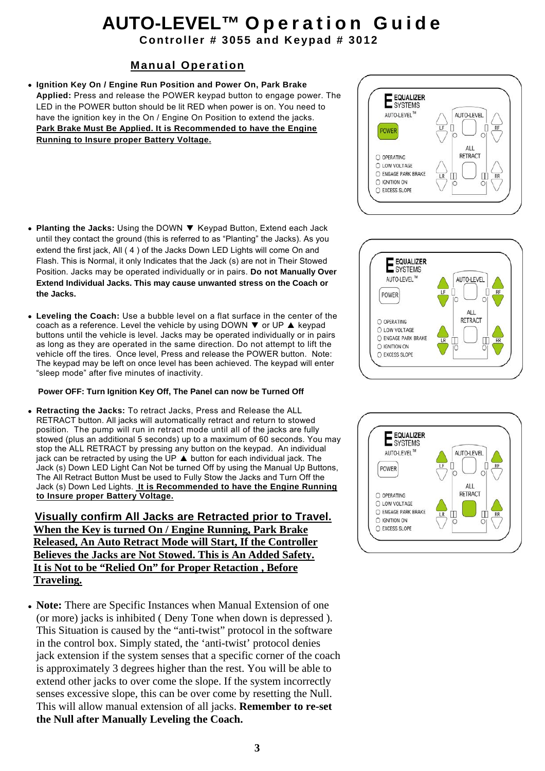# AUTO-LEVEL™ Operation Guide

**Controller # 3055 and Keypad # 3012**

## Manual Operation

- **Ignition Key On / Engine Run Position and Power On, Park Brake Applied:** Press and release the POWER keypad button to engage power. The LED in the POWER button should be lit RED when power is on. You need to have the ignition key in the On / Engine On Position to extend the jacks. **Park Brake Must Be Applied. It is Recommended to have the Engine Running to Insure proper Battery Voltage.**

- **Planting the Jacks:** Using the DOWN ▼ Keypad Button, Extend each Jack until they contact the ground (this is referred to as "Planting" the Jacks). As you extend the first jack, All ( 4 ) of the Jacks Down LED Lights will come On and Flash. This is Normal, it only Indicates that the Jack (s) are not in Their Stowed Position. Jacks may be operated individually or in pairs. **Do not Manually Over Extend Individual Jacks. This may cause unwanted stress on the Coach or the Jacks.**

- **Leveling the Coach:** Use a bubble level on a flat surface in the center of the coach as a reference. Level the vehicle by using DOWN ▼ or UP ▲ keypad buttons until the vehicle is level. Jacks may be operated individually or in pairs as long as they are operated in the same direction. Do not attempt to lift the vehicle off the tires. Once level, Press and release the POWER button. Note: The keypad may be left on once level has been achieved. The keypad will enter "sleep mode" after five minutes of inactivity.

**Power OFF: Turn Ignition Key Off, The Panel can now be Turned Off**

- **Retracting the Jacks:** To retract Jacks, Press and Release the ALL RETRACT button. All jacks will automatically retract and return to stowed position. The pump will run in retract mode until all of the jacks are fully stowed (plus an additional 5 seconds) up to a maximum of 60 seconds. You may stop the ALL RETRACT by pressing any button on the keypad. An individual jack can be retracted by using the UP ▲ button for each individual jack. The Jack (s) Down LED Light Can Not be turned Off by using the Manual Up Buttons, The All Retract Button Must be used to Fully Stow the Jacks and Turn Off the Jack (s) Down Led Lights. **It is Recommended to have the Engine Running to Insure proper Battery Voltage.**

**Visually confirm All Jacks are Retracted prior to Travel. When the Key is turned On / Engine Running, Park Brake Released, An Auto Retract Mode will Start, If the Controller Believes the Jacks are Not Stowed. This is An Added Safety. It is Not to be "Relied On" for Proper Retaction , Before Traveling.**

- **Note:** There are Specific Instances when Manual Extension of one (or more) jacks is inhibited ( Deny Tone when down is depressed ). This Situation is caused by the "anti-twist" protocol in the software in the control box. Simply stated, the 'anti-twist' protocol denies jack extension if the system senses that a specific corner of the coach is approximately 3 degrees higher than the rest. You will be able to extend other jacks to over come the slope. If the system incorrectly senses excessive slope, this can be over come by resetting the Null. This will allow manual extension of all jacks. **Remember to re-set the Null after Manually Leveling the Coach.**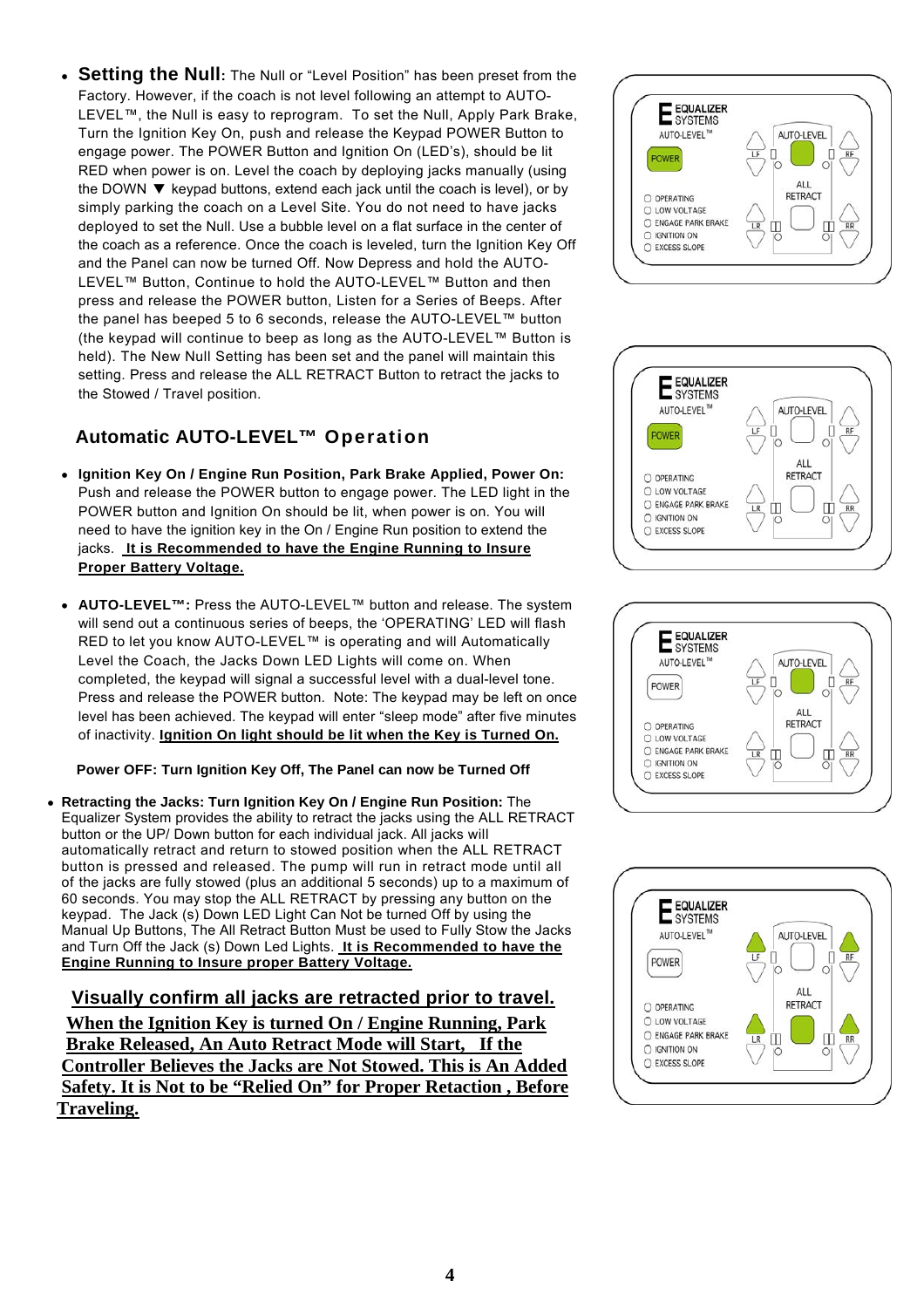- **Setting the Null:** The Null or "Level Position" has been preset from the Factory. However, if the coach is not level following an attempt to AUTO-LEVEL™, the Null is easy to reprogram. To set the Null, Apply Park Brake, Turn the Ignition Key On, push and release the Keypad POWER Button to engage power. The POWER Button and Ignition On (LED's), should be lit RED when power is on. Level the coach by deploying jacks manually (using the DOWN ▼ keypad buttons, extend each jack until the coach is level), or by simply parking the coach on a Level Site. You do not need to have jacks deployed to set the Null. Use a bubble level on a flat surface in the center of the coach as a reference. Once the coach is leveled, turn the Ignition Key Off and the Panel can now be turned Off. Now Depress and hold the AUTO-LEVEL™ Button, Continue to hold the AUTO-LEVEL™ Button and then press and release the POWER button, Listen for a Series of Beeps. After the panel has beeped 5 to 6 seconds, release the AUTO-LEVEL™ button (the keypad will continue to beep as long as the AUTO-LEVEL™ Button is held). The New Null Setting has been set and the panel will maintain this setting. Press and release the ALL RETRACT Button to retract the jacks to the Stowed / Travel position.

## Automatic AUTO-LEVEL™ Operation

- **Ignition Key On / Engine Run Position, Park Brake Applied, Power On:** Push and release the POWER button to engage power. The LED light in the POWER button and Ignition On should be lit, when power is on. You will need to have the ignition key in the On / Engine Run position to extend the jacks. **It is Recommended to have the Engine Running to Insure Proper Battery Voltage.**

- **AUTO-LEVEL™:** Press the AUTO-LEVEL™ button and release. The system will send out a continuous series of beeps, the 'OPERATING' LED will flash RED to let you know AUTO-LEVEL™ is operating and will Automatically Level the Coach, the Jacks Down LED Lights will come on. When completed, the keypad will signal a successful level with a dual-level tone. Press and release the POWER button. Note: The keypad may be left on once level has been achieved. The keypad will enter "sleep mode" after five minutes of inactivity. **Ignition On light should be lit when the Key is Turned On.**

**Power OFF: Turn Ignition Key Off, The Panel can now be Turned Off**

- **Retracting the Jacks: Turn Ignition Key On / Engine Run Position:** The Equalizer System provides the ability to retract the jacks using the ALL RETRACT button or the UP/ Down button for each individual jack. All jacks will automatically retract and return to stowed position when the ALL RETRACT button is pressed and released. The pump will run in retract mode until all of the jacks are fully stowed (plus an additional 5 seconds) up to a maximum of 60 seconds. You may stop the ALL RETRACT by pressing any button on the keypad. The Jack (s) Down LED Light Can Not be turned Off by using the Manual Up Buttons, The All Retract Button Must be used to Fully Stow the Jacks and Turn Off the Jack (s) Down Led Lights. **It is Recommended to have the Engine Running to Insure proper Battery Voltage.**

**Visually confirm all jacks are retracted prior to travel.**

**When the Ignition Key is turned On / Engine Running, Park Brake Released, An Auto Retract Mode will Start, If the Controller Believes the Jacks are Not Stowed. This is An Added Safety. It is Not to be "Relied On" for Proper Retaction , Before Traveling.**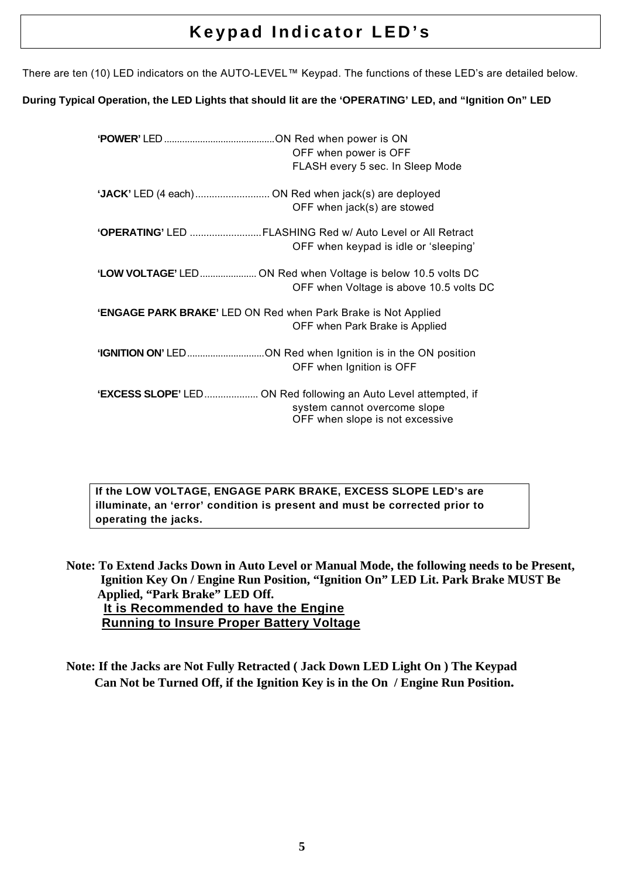# Keypad Indicator LED's

There are ten (10) LED indicators on the AUTO-LEVEL™ Keypad. The functions of these LED's are detailed below.

**During Typical Operation, the LED Lights that should lit are the 'OPERATING' LED, and "Ignition On" LED**

**'POWER'** LED ........................................ON Red when power is ON
OFF when power is OFF
FLASH every 5 sec. In Sleep Mode

**'JACK'** LED (4 each) .......................... ON Red when jack(s) are deployed
OFF when jack(s) are stowed

**'OPERATING'** LED .........................FLASHING Red w/ Auto Level or All Retract
OFF when keypad is idle or 'sleeping'

**'LOW VOLTAGE'** LED..................... ON Red when Voltage is below 10.5 volts DC
OFF when Voltage is above 10.5 volts DC

**'ENGAGE PARK BRAKE'** LED ON Red when Park Brake is Not Applied
OFF when Park Brake is Applied

**'IGNITION ON'** LED.............................ON Red when Ignition is in the ON position
OFF when Ignition is OFF

**'EXCESS SLOPE'** LED.................... ON Red following an Auto Level attempted, if system cannot overcome slope
OFF when slope is not excessive

**If the LOW VOLTAGE, ENGAGE PARK BRAKE, EXCESS SLOPE LED's are illuminate, an 'error' condition is present and must be corrected prior to operating the jacks.**

**Note: To Extend Jacks Down in Auto Level or Manual Mode, the following needs to be Present, Ignition Key On / Engine Run Position, "Ignition On" LED Lit. Park Brake MUST Be Applied, "Park Brake" LED Off.**
**<u>It is Recommended to have the Engine Running to Insure Proper Battery Voltage</u>**

**Note: If the Jacks are Not Fully Retracted ( Jack Down LED Light On ) The Keypad Can Not be Turned Off, if the Ignition Key is in the On / Engine Run Position.**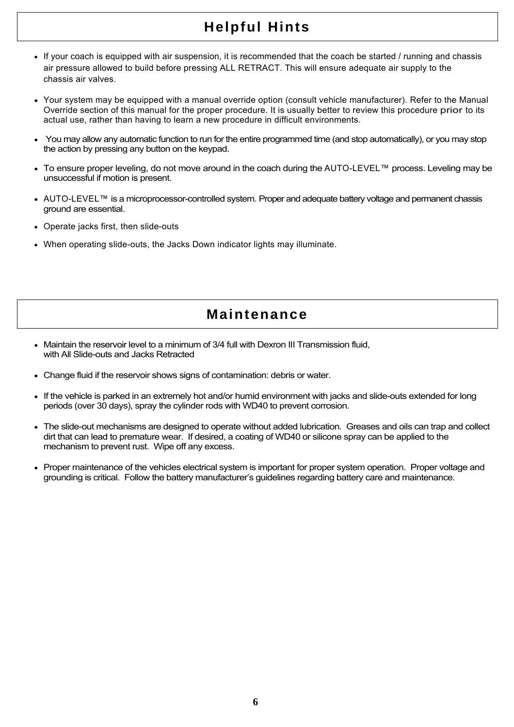# Helpful Hints

- If your coach is equipped with air suspension, it is recommended that the coach be started / running and chassis air pressure allowed to build before pressing ALL RETRACT. This will ensure adequate air supply to the chassis air valves.
- Your system may be equipped with a manual override option (consult vehicle manufacturer). Refer to the Manual Override section of this manual for the proper procedure. It is usually better to review this procedure prior to its actual use, rather than having to learn a new procedure in difficult environments.
- You may allow any automatic function to run for the entire programmed time (and stop automatically), or you may stop the action by pressing any button on the keypad.
- To ensure proper leveling, do not move around in the coach during the AUTO-LEVEL™ process. Leveling may be unsuccessful if motion is present.
- AUTO-LEVEL™ is a microprocessor-controlled system. Proper and adequate battery voltage and permanent chassis ground are essential.
- Operate jacks first, then slide-outs
- When operating slide-outs, the Jacks Down indicator lights may illuminate.

# Maintenance

- Maintain the reservoir level to a minimum of 3/4 full with Dexron III Transmission fluid, with All Slide-outs and Jacks Retracted
- Change fluid if the reservoir shows signs of contamination: debris or water.
- If the vehicle is parked in an extremely hot and/or humid environment with jacks and slide-outs extended for long periods (over 30 days), spray the cylinder rods with WD40 to prevent corrosion.
- The slide-out mechanisms are designed to operate without added lubrication. Greases and oils can trap and collect dirt that can lead to premature wear. If desired, a coating of WD40 or silicone spray can be applied to the mechanism to prevent rust. Wipe off any excess.
- Proper maintenance of the vehicles electrical system is important for proper system operation. Proper voltage and grounding is critical. Follow the battery manufacturer's guidelines regarding battery care and maintenance.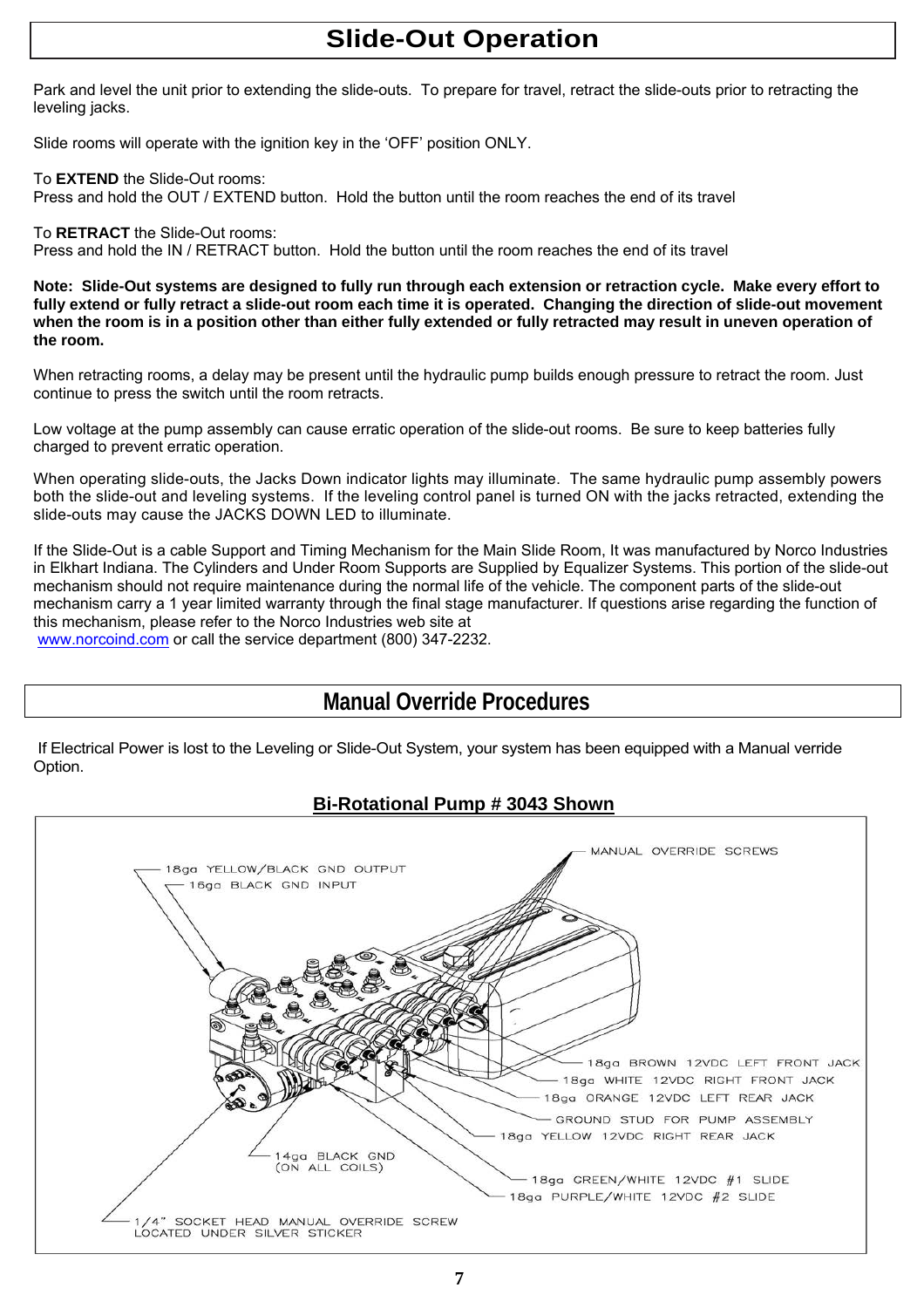# Slide-Out Operation

Park and level the unit prior to extending the slide-outs. To prepare for travel, retract the slide-outs prior to retracting the leveling jacks.

Slide rooms will operate with the ignition key in the 'OFF' position ONLY.

To **EXTEND** the Slide-Out rooms:
Press and hold the OUT / EXTEND button. Hold the button until the room reaches the end of its travel

To **RETRACT** the Slide-Out rooms:
Press and hold the IN / RETRACT button. Hold the button until the room reaches the end of its travel

**Note: Slide-Out systems are designed to fully run through each extension or retraction cycle. Make every effort to fully extend or fully retract a slide-out room each time it is operated. Changing the direction of slide-out movement when the room is in a position other than either fully extended or fully retracted may result in uneven operation of the room.**

When retracting rooms, a delay may be present until the hydraulic pump builds enough pressure to retract the room. Just continue to press the switch until the room retracts.

Low voltage at the pump assembly can cause erratic operation of the slide-out rooms. Be sure to keep batteries fully charged to prevent erratic operation.

When operating slide-outs, the Jacks Down indicator lights may illuminate. The same hydraulic pump assembly powers both the slide-out and leveling systems. If the leveling control panel is turned ON with the jacks retracted, extending the slide-outs may cause the JACKS DOWN LED to illuminate.

If the Slide-Out is a cable Support and Timing Mechanism for the Main Slide Room, It was manufactured by Norco Industries in Elkhart Indiana. The Cylinders and Under Room Supports are Supplied by Equalizer Systems. This portion of the slide-out mechanism should not require maintenance during the normal life of the vehicle. The component parts of the slide-out mechanism carry a 1 year limited warranty through the final stage manufacturer. If questions arise regarding the function of this mechanism, please refer to the Norco Industries web site at www.norcoind.com or call the service department (800) 347-2232.

# Manual Override Procedures

If Electrical Power is lost to the Leveling or Slide-Out System, your system has been equipped with a Manual verride Option.

**Bi-Rotational Pump # 3043 Shown**

MANUAL OVERRIDE SCREWS
18ga YELLOW/BLACK GND OUTPUT
16ga BLACK GND INPUT
18ga BROWN 12VDC LEFT FRONT JACK
18ga WHITE 12VDC RIGHT FRONT JACK
18ga ORANGE 12VDC LEFT REAR JACK
GROUND STUD FOR PUMP ASSEMBLY
18ga YELLOW 12VDC RIGHT REAR JACK
14ga BLACK GND (ON ALL COILS)
18ga GREEN/WHITE 12VDC #1 SLIDE
18ga PURPLE/WHITE 12VDC #2 SLIDE
1/4" SOCKET HEAD MANUAL OVERRIDE SCREW LOCATED UNDER SILVER STICKER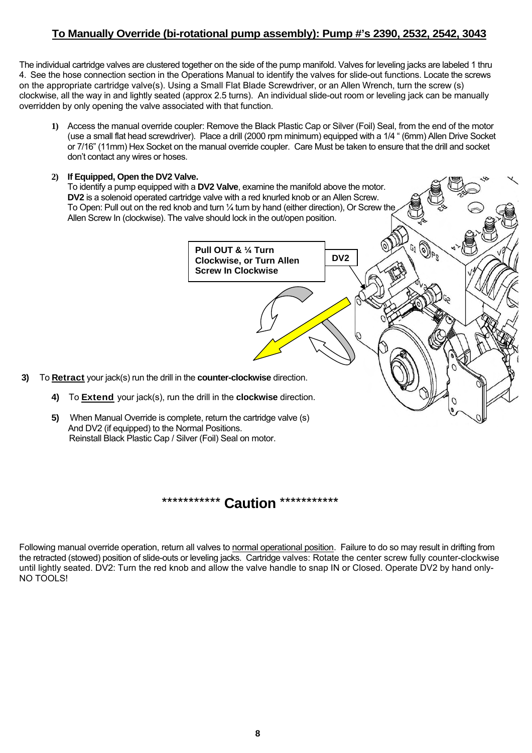## To Manually Override (bi-rotational pump assembly): Pump #'s 2390, 2532, 2542, 3043

The individual cartridge valves are clustered together on the side of the pump manifold. Valves for leveling jacks are labeled 1 thru 4. See the hose connection section in the Operations Manual to identify the valves for slide-out functions. Locate the screws on the appropriate cartridge valve(s). Using a Small Flat Blade Screwdriver, or an Allen Wrench, turn the screw (s) clockwise, all the way in and lightly seated (approx 2.5 turns). An individual slide-out room or leveling jack can be manually overridden by only opening the valve associated with that function.

1) Access the manual override coupler: Remove the Black Plastic Cap or Silver (Foil) Seal, from the end of the motor (use a small flat head screwdriver). Place a drill (2000 rpm minimum) equipped with a 1/4 " (6mm) Allen Drive Socket or 7/16" (11mm) Hex Socket on the manual override coupler. Care Must be taken to ensure that the drill and socket don't contact any wires or hoses.

2) **If Equipped, Open the DV2 Valve.**
   To identify a pump equipped with a **DV2 Valve**, examine the manifold above the motor. **DV2** is a solenoid operated cartridge valve with a red knurled knob or an Allen Screw. To Open: Pull out on the red knob and turn ¼ turn by hand (either direction), Or Screw the Allen Screw In (clockwise). The valve should lock in the out/open position.

**Pull OUT & ¼ Turn Clockwise, or Turn Allen Screw In Clockwise**

**DV2**

3) To **Retract** your jack(s) run the drill in the **counter-clockwise** direction.

4) To **Extend** your jack(s), run the drill in the **clockwise** direction.

5) When Manual Override is complete, return the cartridge valve (s) And DV2 (if equipped) to the Normal Positions.
   Reinstall Black Plastic Cap / Silver (Foil) Seal on motor.

*********** **Caution** ***********

Following manual override operation, return all valves to normal operational position. Failure to do so may result in drifting from the retracted (stowed) position of slide-outs or leveling jacks. Cartridge valves: Rotate the center screw fully counter-clockwise until lightly seated. DV2: Turn the red knob and allow the valve handle to snap IN or Closed. Operate DV2 by hand only- NO TOOLS!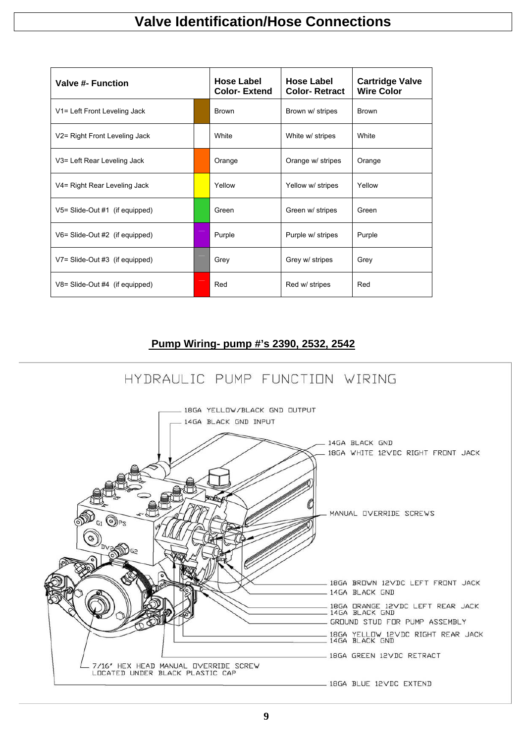# Valve Identification/Hose Connections

| Valve #- Function | Hose Label Color- Extend | Hose Label Color- Retract | Cartridge Valve Wire Color |
|---|---|---|---|
| V1= Left Front Leveling Jack | Brown | Brown w/ stripes | Brown |
| V2= Right Front Leveling Jack | White | White w/ stripes | White |
| V3= Left Rear Leveling Jack | Orange | Orange w/ stripes | Orange |
| V4= Right Rear Leveling Jack | Yellow | Yellow w/ stripes | Yellow |
| V5= Slide-Out #1 (if equipped) | Green | Green w/ stripes | Green |
| V6= Slide-Out #2 (if equipped) | Purple | Purple w/ stripes | Purple |
| V7= Slide-Out #3 (if equipped) | Grey | Grey w/ stripes | Grey |
| V8= Slide-Out #4 (if equipped) | Red | Red w/ stripes | Red |

## Pump Wiring- pump #'s 2390, 2532, 2542

HYDRAULIC PUMP FUNCTION WIRING

- 18GA YELLOW/BLACK GND OUTPUT
- 14GA BLACK GND INPUT
- 14GA BLACK GND
- 18GA WHITE 12VDC RIGHT FRONT JACK
- MANUAL OVERRIDE SCREWS
- 18GA BROWN 12VDC LEFT FRONT JACK
- 14GA BLACK GND
- 18GA ORANGE 12VDC LEFT REAR JACK
- 14GA BLACK GND
- GROUND STUD FOR PUMP ASSEMBLY
- 18GA YELLOW 12VDC RIGHT REAR JACK
- 14GA BLACK GND
- 18GA GREEN 12VDC RETRACT
- 7/16" HEX HEAD MANUAL OVERRIDE SCREW LOCATED UNDER BLACK PLASTIC CAP
- 18GA BLUE 12VDC EXTEND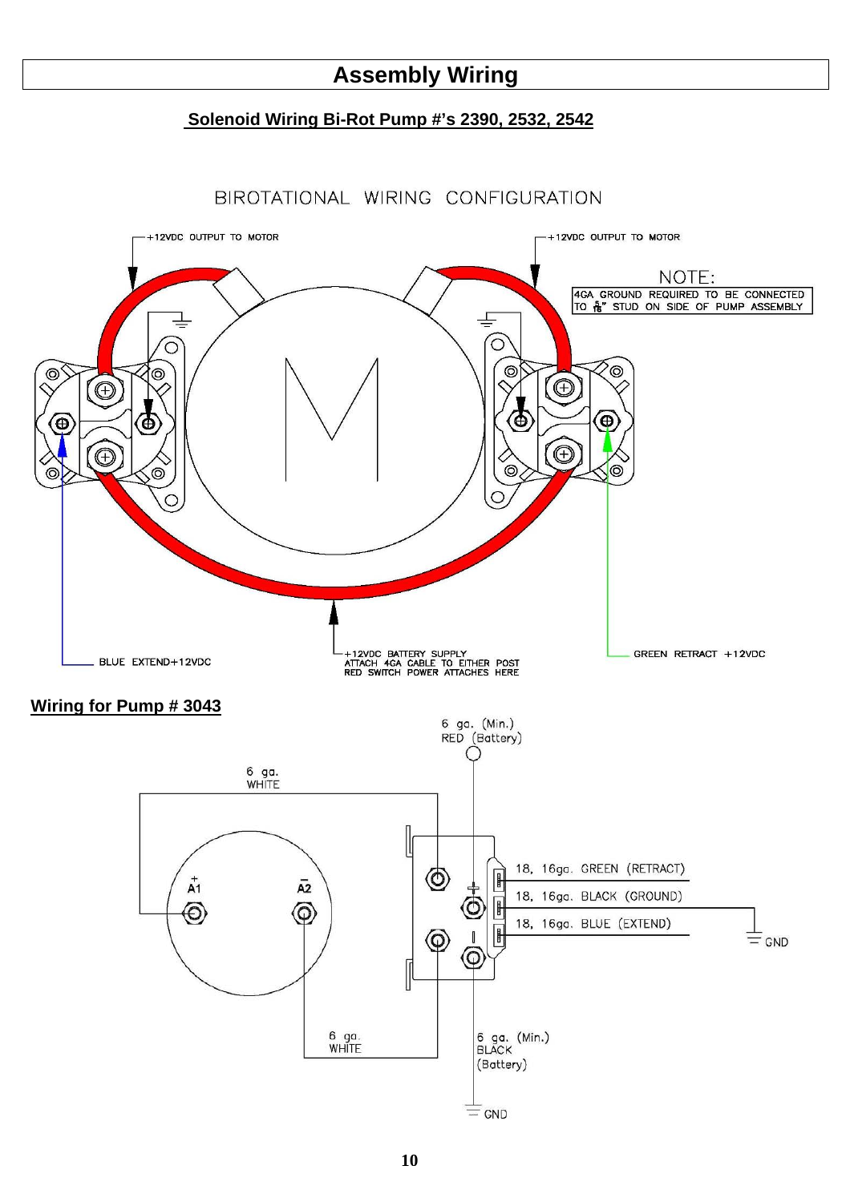# Assembly Wiring

## Solenoid Wiring Bi-Rot Pump #'s 2390, 2532, 2542

BIROTATIONAL WIRING CONFIGURATION

+12VDC OUTPUT TO MOTOR

+12VDC OUTPUT TO MOTOR

NOTE:
4GA GROUND REQUIRED TO BE CONNECTED TO 5/16" STUD ON SIDE OF PUMP ASSEMBLY

BLUE EXTEND+12VDC

+12VDC BATTERY SUPPLY
ATTACH 4GA CABLE TO EITHER POST
RED SWITCH POWER ATTACHES HERE

GREEN RETRACT +12VDC

## Wiring for Pump # 3043

6 ga. (Min.)
RED (Battery)

6 ga.
WHITE

A1 (+)

A2 (−)

18, 16ga. GREEN (RETRACT)

18, 16ga. BLACK (GROUND)

18, 16ga. BLUE (EXTEND)

GND

6 ga.
WHITE

6 ga. (Min.)
BLACK
(Battery)

GND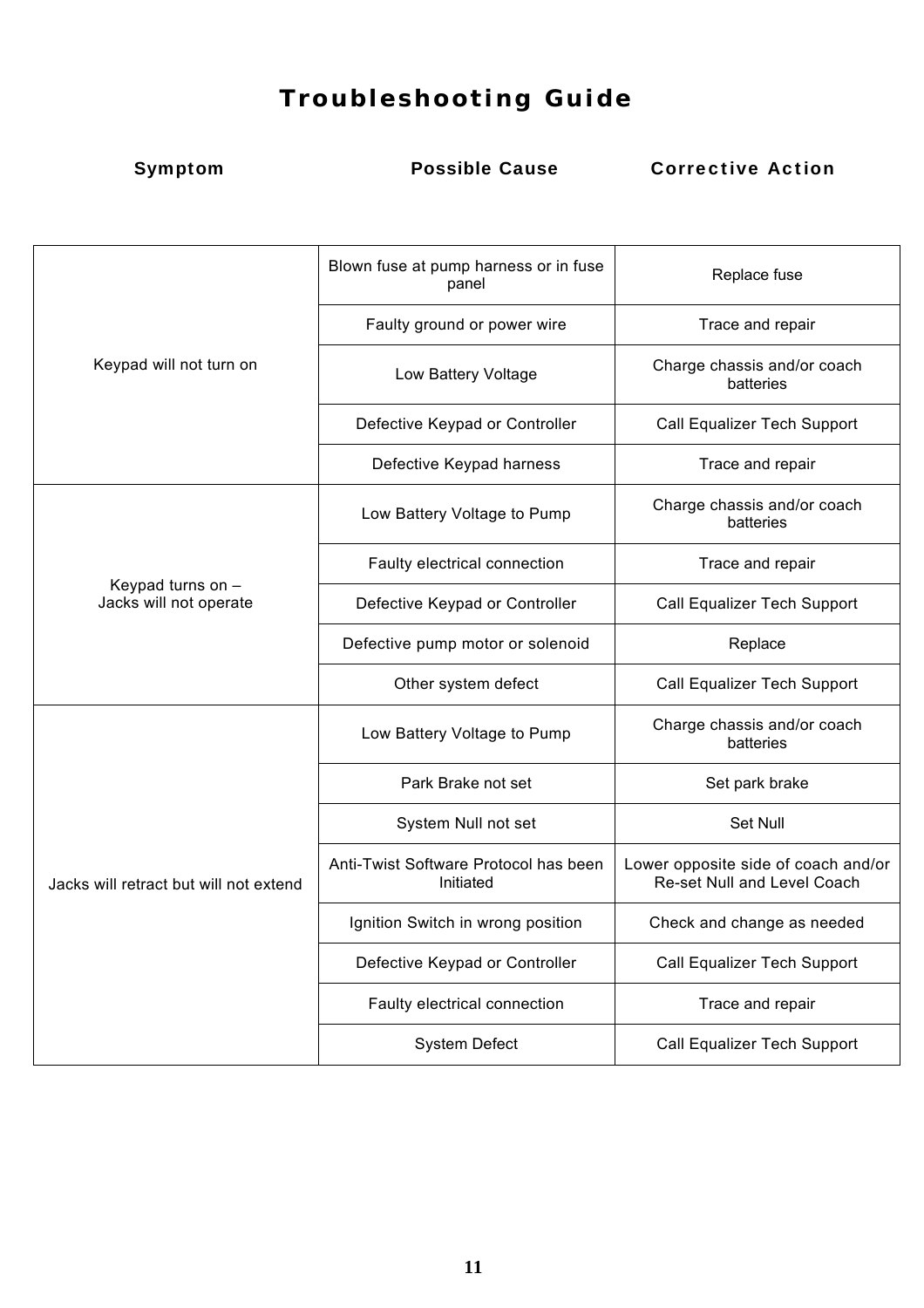# Troubleshooting Guide

| Symptom | Possible Cause | Corrective Action |
|---|---|---|
| Keypad will not turn on | Blown fuse at pump harness or in fuse panel | Replace fuse |
| | Faulty ground or power wire | Trace and repair |
| | Low Battery Voltage | Charge chassis and/or coach batteries |
| | Defective Keypad or Controller | Call Equalizer Tech Support |
| | Defective Keypad harness | Trace and repair |
| Keypad turns on – Jacks will not operate | Low Battery Voltage to Pump | Charge chassis and/or coach batteries |
| | Faulty electrical connection | Trace and repair |
| | Defective Keypad or Controller | Call Equalizer Tech Support |
| | Defective pump motor or solenoid | Replace |
| | Other system defect | Call Equalizer Tech Support |
| Jacks will retract but will not extend | Low Battery Voltage to Pump | Charge chassis and/or coach batteries |
| | Park Brake not set | Set park brake |
| | System Null not set | Set Null |
| | Anti-Twist Software Protocol has been Initiated | Lower opposite side of coach and/or Re-set Null and Level Coach |
| | Ignition Switch in wrong position | Check and change as needed |
| | Defective Keypad or Controller | Call Equalizer Tech Support |
| | Faulty electrical connection | Trace and repair |
| | System Defect | Call Equalizer Tech Support |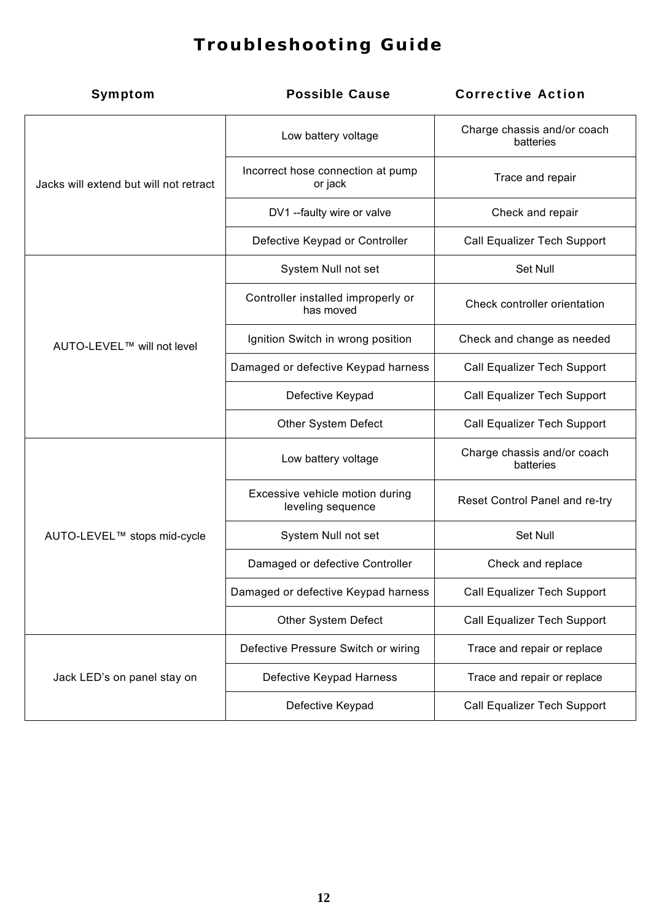# Troubleshooting Guide

| Symptom | Possible Cause | Corrective Action |
|---|---|---|
| Jacks will extend but will not retract | Low battery voltage | Charge chassis and/or coach batteries |
| | Incorrect hose connection at pump or jack | Trace and repair |
| | DV1 --faulty wire or valve | Check and repair |
| | Defective Keypad or Controller | Call Equalizer Tech Support |
| AUTO-LEVEL™ will not level | System Null not set | Set Null |
| | Controller installed improperly or has moved | Check controller orientation |
| | Ignition Switch in wrong position | Check and change as needed |
| | Damaged or defective Keypad harness | Call Equalizer Tech Support |
| | Defective Keypad | Call Equalizer Tech Support |
| | Other System Defect | Call Equalizer Tech Support |
| AUTO-LEVEL™ stops mid-cycle | Low battery voltage | Charge chassis and/or coach batteries |
| | Excessive vehicle motion during leveling sequence | Reset Control Panel and re-try |
| | System Null not set | Set Null |
| | Damaged or defective Controller | Check and replace |
| | Damaged or defective Keypad harness | Call Equalizer Tech Support |
| | Other System Defect | Call Equalizer Tech Support |
| Jack LED's on panel stay on | Defective Pressure Switch or wiring | Trace and repair or replace |
| | Defective Keypad Harness | Trace and repair or replace |
| | Defective Keypad | Call Equalizer Tech Support |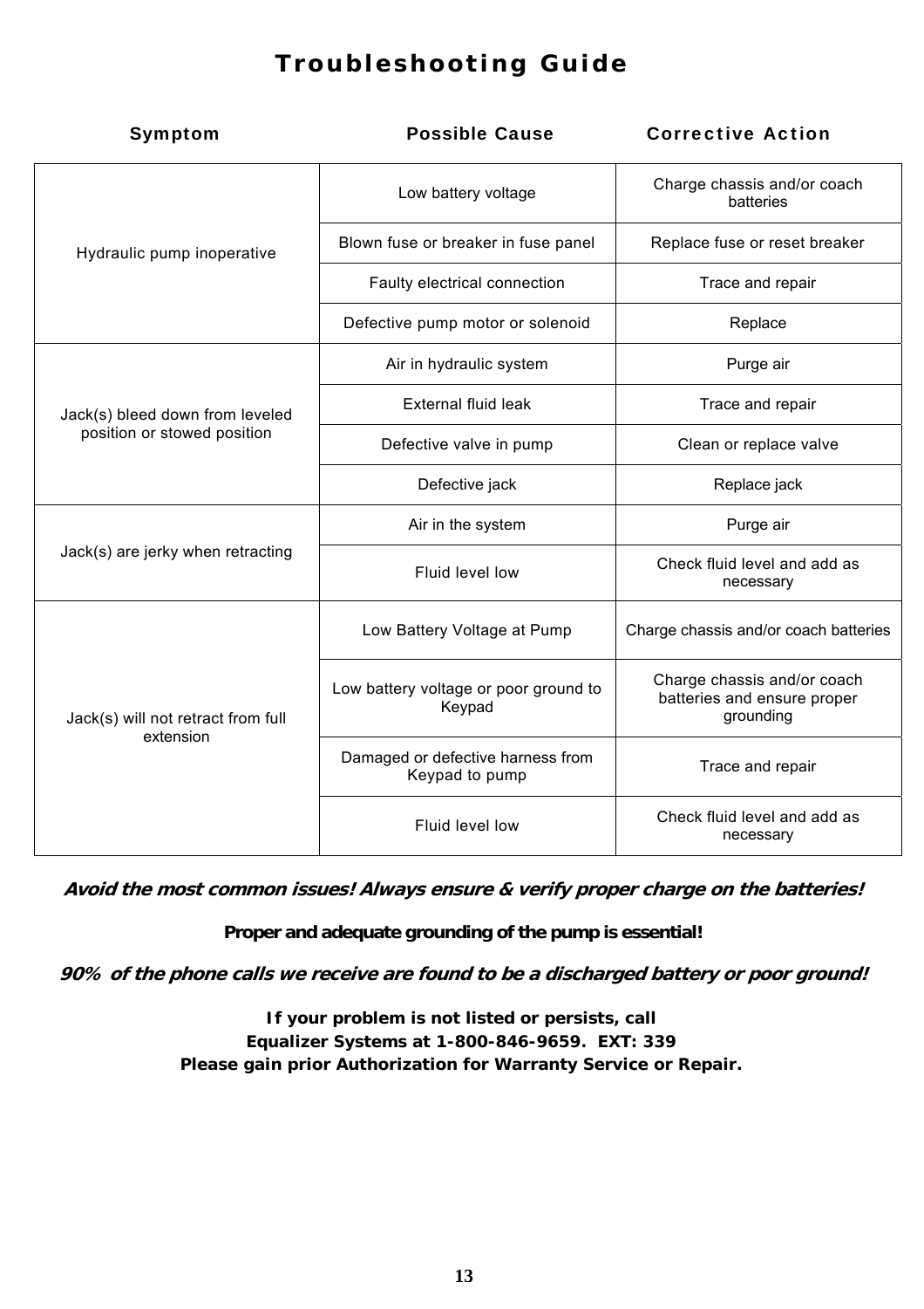# Troubleshooting Guide

| Symptom | Possible Cause | Corrective Action |
|---|---|---|
| Hydraulic pump inoperative | Low battery voltage | Charge chassis and/or coach batteries |
| | Blown fuse or breaker in fuse panel | Replace fuse or reset breaker |
| | Faulty electrical connection | Trace and repair |
| | Defective pump motor or solenoid | Replace |
| Jack(s) bleed down from leveled position or stowed position | Air in hydraulic system | Purge air |
| | External fluid leak | Trace and repair |
| | Defective valve in pump | Clean or replace valve |
| | Defective jack | Replace jack |
| Jack(s) are jerky when retracting | Air in the system | Purge air |
| | Fluid level low | Check fluid level and add as necessary |
| Jack(s) will not retract from full extension | Low Battery Voltage at Pump | Charge chassis and/or coach batteries |
| | Low battery voltage or poor ground to Keypad | Charge chassis and/or coach batteries and ensure proper grounding |
| | Damaged or defective harness from Keypad to pump | Trace and repair |
| | Fluid level low | Check fluid level and add as necessary |

***Avoid the most common issues! Always ensure & verify proper charge on the batteries!***

**Proper and adequate grounding of the pump is essential!**

***90% of the phone calls we receive are found to be a discharged battery or poor ground!***

**If your problem is not listed or persists, call**
**Equalizer Systems at 1-800-846-9659. EXT: 339**
**Please gain prior Authorization for Warranty Service or Repair.**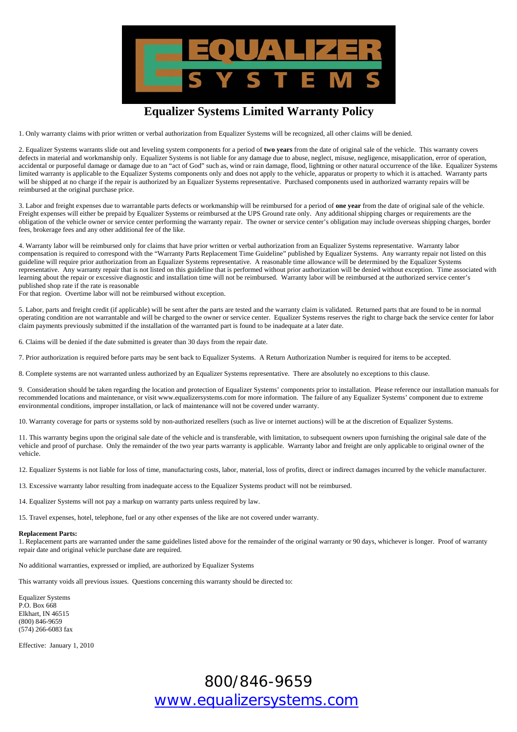# Equalizer Systems Limited Warranty Policy

1. Only warranty claims with prior written or verbal authorization from Equalizer Systems will be recognized, all other claims will be denied.

2. Equalizer Systems warrants slide out and leveling system components for a period of **two years** from the date of original sale of the vehicle. This warranty covers defects in material and workmanship only. Equalizer Systems is not liable for any damage due to abuse, neglect, misuse, negligence, misapplication, error of operation, accidental or purposeful damage or damage due to an "act of God" such as, wind or rain damage, flood, lightning or other natural occurrence of the like. Equalizer Systems limited warranty is applicable to the Equalizer Systems components only and does not apply to the vehicle, apparatus or property to which it is attached. Warranty parts will be shipped at no charge if the repair is authorized by an Equalizer Systems representative. Purchased components used in authorized warranty repairs will be reimbursed at the original purchase price.

3. Labor and freight expenses due to warrantable parts defects or workmanship will be reimbursed for a period of **one year** from the date of original sale of the vehicle. Freight expenses will either be prepaid by Equalizer Systems or reimbursed at the UPS Ground rate only. Any additional shipping charges or requirements are the obligation of the vehicle owner or service center performing the warranty repair. The owner or service center's obligation may include overseas shipping charges, border fees, brokerage fees and any other additional fee of the like.

4. Warranty labor will be reimbursed only for claims that have prior written or verbal authorization from an Equalizer Systems representative. Warranty labor compensation is required to correspond with the "Warranty Parts Replacement Time Guideline" published by Equalizer Systems. Any warranty repair not listed on this guideline will require prior authorization from an Equalizer Systems representative. A reasonable time allowance will be determined by the Equalizer Systems representative. Any warranty repair that is not listed on this guideline that is performed without prior authorization will be denied without exception. Time associated with learning about the repair or excessive diagnostic and installation time will not be reimbursed. Warranty labor will be reimbursed at the authorized service center's published shop rate if the rate is reasonable
For that region. Overtime labor will not be reimbursed without exception.

5. Labor, parts and freight credit (if applicable) will be sent after the parts are tested and the warranty claim is validated. Returned parts that are found to be in normal operating condition are not warrantable and will be charged to the owner or service center. Equalizer Systems reserves the right to charge back the service center for labor claim payments previously submitted if the installation of the warranted part is found to be inadequate at a later date.

6. Claims will be denied if the date submitted is greater than 30 days from the repair date.

7. Prior authorization is required before parts may be sent back to Equalizer Systems. A Return Authorization Number is required for items to be accepted.

8. Complete systems are not warranted unless authorized by an Equalizer Systems representative. There are absolutely no exceptions to this clause.

9. Consideration should be taken regarding the location and protection of Equalizer Systems' components prior to installation. Please reference our installation manuals for recommended locations and maintenance, or visit www.equalizersystems.com for more information. The failure of any Equalizer Systems' component due to extreme environmental conditions, improper installation, or lack of maintenance will not be covered under warranty.

10. Warranty coverage for parts or systems sold by non-authorized resellers (such as live or internet auctions) will be at the discretion of Equalizer Systems.

11. This warranty begins upon the original sale date of the vehicle and is transferable, with limitation, to subsequent owners upon furnishing the original sale date of the vehicle and proof of purchase. Only the remainder of the two year parts warranty is applicable. Warranty labor and freight are only applicable to original owner of the vehicle.

12. Equalizer Systems is not liable for loss of time, manufacturing costs, labor, material, loss of profits, direct or indirect damages incurred by the vehicle manufacturer.

13. Excessive warranty labor resulting from inadequate access to the Equalizer Systems product will not be reimbursed.

14. Equalizer Systems will not pay a markup on warranty parts unless required by law.

15. Travel expenses, hotel, telephone, fuel or any other expenses of the like are not covered under warranty.

**Replacement Parts:**
1. Replacement parts are warranted under the same guidelines listed above for the remainder of the original warranty or 90 days, whichever is longer. Proof of warranty repair date and original vehicle purchase date are required.

No additional warranties, expressed or implied, are authorized by Equalizer Systems

This warranty voids all previous issues. Questions concerning this warranty should be directed to:

Equalizer Systems
P.O. Box 668
Elkhart, IN 46515
(800) 846-9659
(574) 266-6083 fax

Effective: January 1, 2010

800/846-9659
www.equalizersystems.com